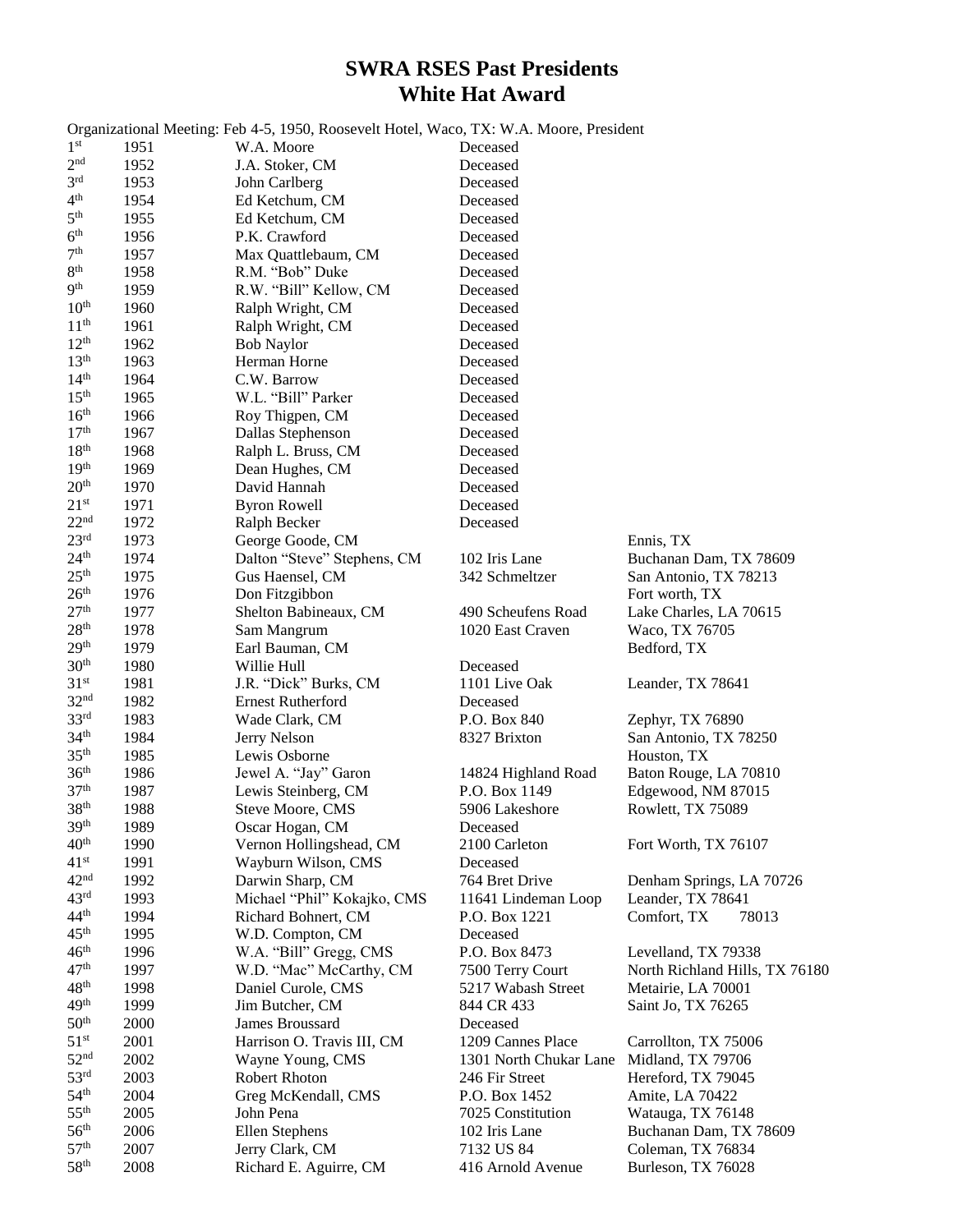# SWRA RSES Past Presidents
# White Hat Award

Organizational Meeting: Feb 4-5, 1950, Roosevelt Hotel, Waco, TX: W.A. Moore, President

| | | | | |
|---|---|---|---|---|
| 1st | 1951 | W.A. Moore | Deceased | |
| 2nd | 1952 | J.A. Stoker, CM | Deceased | |
| 3rd | 1953 | John Carlberg | Deceased | |
| 4th | 1954 | Ed Ketchum, CM | Deceased | |
| 5th | 1955 | Ed Ketchum, CM | Deceased | |
| 6th | 1956 | P.K. Crawford | Deceased | |
| 7th | 1957 | Max Quattlebaum, CM | Deceased | |
| 8th | 1958 | R.M. "Bob" Duke | Deceased | |
| 9th | 1959 | R.W. "Bill" Kellow, CM | Deceased | |
| 10th | 1960 | Ralph Wright, CM | Deceased | |
| 11th | 1961 | Ralph Wright, CM | Deceased | |
| 12th | 1962 | Bob Naylor | Deceased | |
| 13th | 1963 | Herman Horne | Deceased | |
| 14th | 1964 | C.W. Barrow | Deceased | |
| 15th | 1965 | W.L. "Bill" Parker | Deceased | |
| 16th | 1966 | Roy Thigpen, CM | Deceased | |
| 17th | 1967 | Dallas Stephenson | Deceased | |
| 18th | 1968 | Ralph L. Bruss, CM | Deceased | |
| 19th | 1969 | Dean Hughes, CM | Deceased | |
| 20th | 1970 | David Hannah | Deceased | |
| 21st | 1971 | Byron Rowell | Deceased | |
| 22nd | 1972 | Ralph Becker | Deceased | |
| 23rd | 1973 | George Goode, CM | | Ennis, TX |
| 24th | 1974 | Dalton "Steve" Stephens, CM | 102 Iris Lane | Buchanan Dam, TX 78609 |
| 25th | 1975 | Gus Haensel, CM | 342 Schmeltzer | San Antonio, TX 78213 |
| 26th | 1976 | Don Fitzgibbon | | Fort worth, TX |
| 27th | 1977 | Shelton Babineaux, CM | 490 Scheufens Road | Lake Charles, LA 70615 |
| 28th | 1978 | Sam Mangrum | 1020 East Craven | Waco, TX 76705 |
| 29th | 1979 | Earl Bauman, CM | | Bedford, TX |
| 30th | 1980 | Willie Hull | Deceased | |
| 31st | 1981 | J.R. "Dick" Burks, CM | 1101 Live Oak | Leander, TX 78641 |
| 32nd | 1982 | Ernest Rutherford | Deceased | |
| 33rd | 1983 | Wade Clark, CM | P.O. Box 840 | Zephyr, TX 76890 |
| 34th | 1984 | Jerry Nelson | 8327 Brixton | San Antonio, TX 78250 |
| 35th | 1985 | Lewis Osborne | | Houston, TX |
| 36th | 1986 | Jewel A. "Jay" Garon | 14824 Highland Road | Baton Rouge, LA 70810 |
| 37th | 1987 | Lewis Steinberg, CM | P.O. Box 1149 | Edgewood, NM 87015 |
| 38th | 1988 | Steve Moore, CMS | 5906 Lakeshore | Rowlett, TX 75089 |
| 39th | 1989 | Oscar Hogan, CM | Deceased | |
| 40th | 1990 | Vernon Hollingshead, CM | 2100 Carleton | Fort Worth, TX 76107 |
| 41st | 1991 | Wayburn Wilson, CMS | Deceased | |
| 42nd | 1992 | Darwin Sharp, CM | 764 Bret Drive | Denham Springs, LA 70726 |
| 43rd | 1993 | Michael "Phil" Kokajko, CMS | 11641 Lindeman Loop | Leander, TX 78641 |
| 44th | 1994 | Richard Bohnert, CM | P.O. Box 1221 | Comfort, TX 78013 |
| 45th | 1995 | W.D. Compton, CM | Deceased | |
| 46th | 1996 | W.A. "Bill" Gregg, CMS | P.O. Box 8473 | Levelland, TX 79338 |
| 47th | 1997 | W.D. "Mac" McCarthy, CM | 7500 Terry Court | North Richland Hills, TX 76180 |
| 48th | 1998 | Daniel Curole, CMS | 5217 Wabash Street | Metairie, LA 70001 |
| 49th | 1999 | Jim Butcher, CM | 844 CR 433 | Saint Jo, TX 76265 |
| 50th | 2000 | James Broussard | Deceased | |
| 51st | 2001 | Harrison O. Travis III, CM | 1209 Cannes Place | Carrollton, TX 75006 |
| 52nd | 2002 | Wayne Young, CMS | 1301 North Chukar Lane | Midland, TX 79706 |
| 53rd | 2003 | Robert Rhoton | 246 Fir Street | Hereford, TX 79045 |
| 54th | 2004 | Greg McKendall, CMS | P.O. Box 1452 | Amite, LA 70422 |
| 55th | 2005 | John Pena | 7025 Constitution | Watauga, TX 76148 |
| 56th | 2006 | Ellen Stephens | 102 Iris Lane | Buchanan Dam, TX 78609 |
| 57th | 2007 | Jerry Clark, CM | 7132 US 84 | Coleman, TX 76834 |
| 58th | 2008 | Richard E. Aguirre, CM | 416 Arnold Avenue | Burleson, TX 76028 |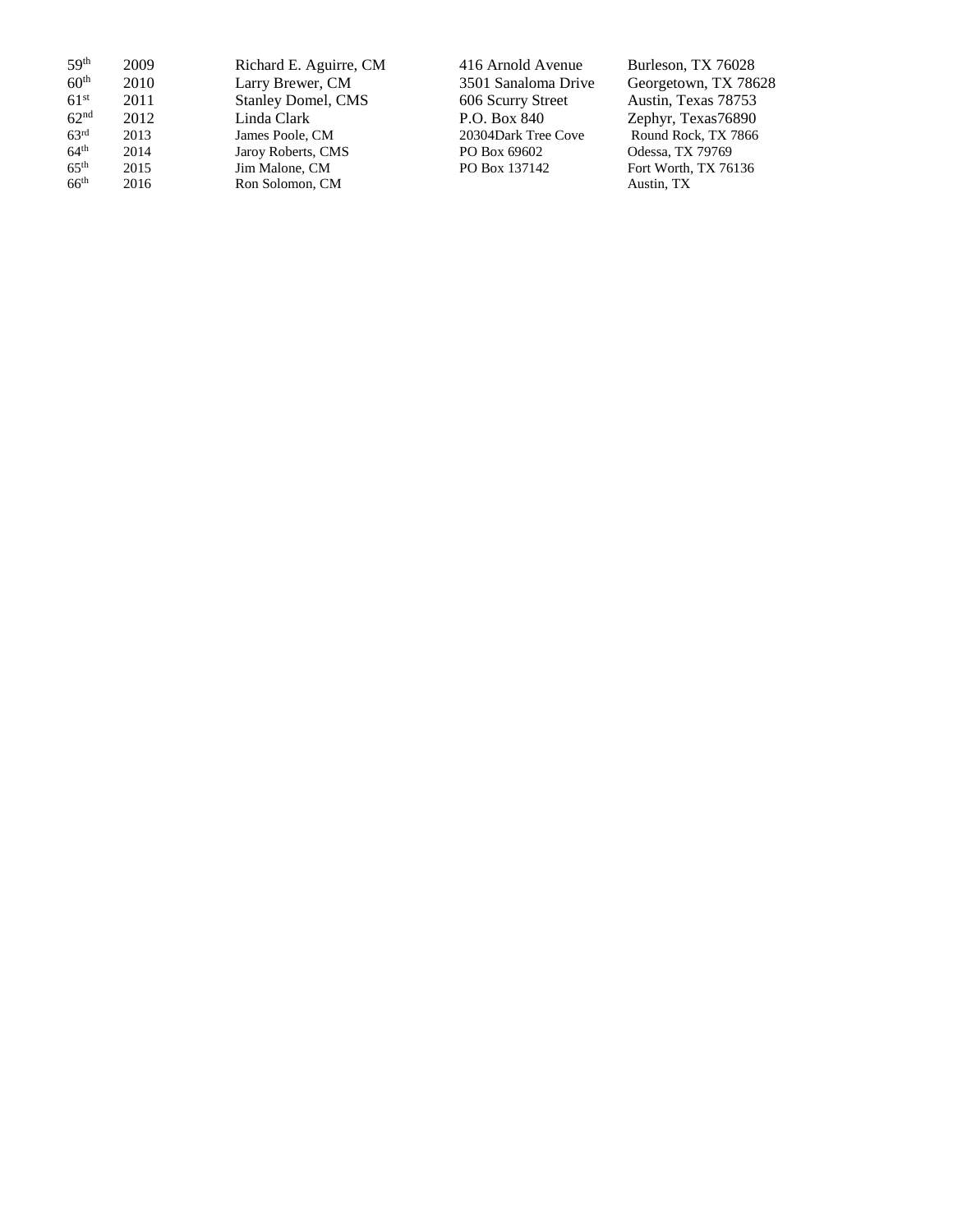| | | | | |
|---|---|---|---|---|
| 59th | 2009 | Richard E. Aguirre, CM | 416 Arnold Avenue | Burleson, TX 76028 |
| 60th | 2010 | Larry Brewer, CM | 3501 Sanaloma Drive | Georgetown, TX 78628 |
| 61st | 2011 | Stanley Domel, CMS | 606 Scurry Street | Austin, Texas 78753 |
| 62nd | 2012 | Linda Clark | P.O. Box 840 | Zephyr, Texas76890 |
| 63rd | 2013 | James Poole, CM | 20304Dark Tree Cove | Round Rock, TX 7866 |
| 64th | 2014 | Jaroy Roberts, CMS | PO Box 69602 | Odessa, TX 79769 |
| 65th | 2015 | Jim Malone, CM | PO Box 137142 | Fort Worth, TX 76136 |
| 66th | 2016 | Ron Solomon, CM | | Austin, TX |